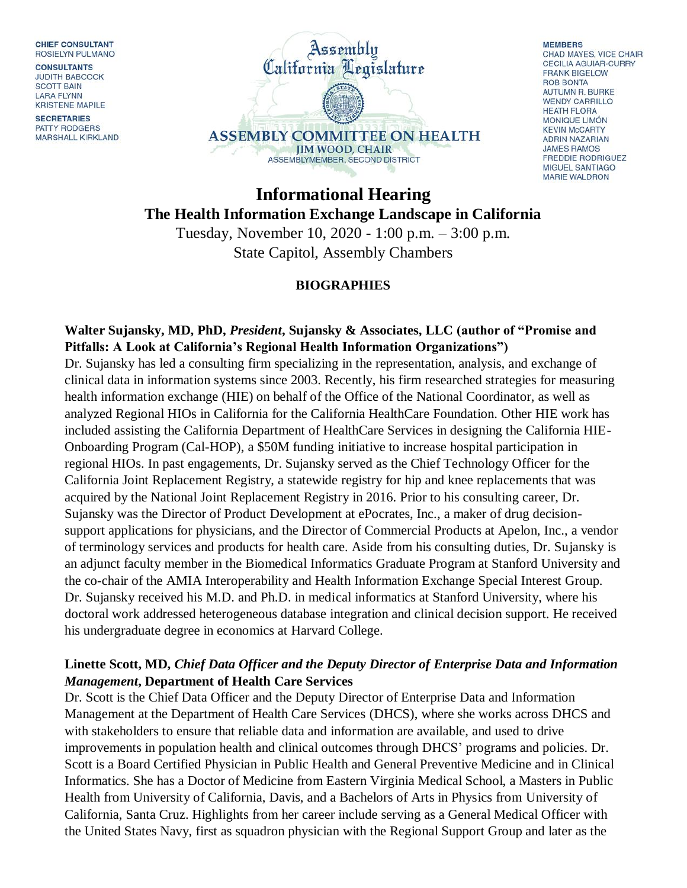**CHIEF CONSULTANT**
ROSIELYN PULMANO

**CONSULTANTS**
JUDITH BABCOCK
SCOTT BAIN
LARA FLYNN
KRISTENE MAPILE

**SECRETARIES**
PATTY RODGERS
MARSHALL KIRKLAND

Assembly
California Legislature

**ASSEMBLY COMMITTEE ON HEALTH**
**JIM WOOD, CHAIR**
ASSEMBLYMEMBER, SECOND DISTRICT

**MEMBERS**
CHAD MAYES, VICE CHAIR
CECILIA AGUIAR-CURRY
FRANK BIGELOW
ROB BONTA
AUTUMN R. BURKE
WENDY CARRILLO
HEATH FLORA
MONIQUE LIMÓN
KEVIN McCARTY
ADRIN NAZARIAN
JAMES RAMOS
FREDDIE RODRIGUEZ
MIGUEL SANTIAGO
MARIE WALDRON

# Informational Hearing

## The Health Information Exchange Landscape in California

Tuesday, November 10, 2020 - 1:00 p.m. – 3:00 p.m.
State Capitol, Assembly Chambers

### BIOGRAPHIES

**Walter Sujansky, MD, PhD, *President*, Sujansky & Associates, LLC (author of "Promise and Pitfalls: A Look at California's Regional Health Information Organizations")**

Dr. Sujansky has led a consulting firm specializing in the representation, analysis, and exchange of clinical data in information systems since 2003. Recently, his firm researched strategies for measuring health information exchange (HIE) on behalf of the Office of the National Coordinator, as well as analyzed Regional HIOs in California for the California HealthCare Foundation. Other HIE work has included assisting the California Department of HealthCare Services in designing the California HIE-Onboarding Program (Cal-HOP), a $50M funding initiative to increase hospital participation in regional HIOs. In past engagements, Dr. Sujansky served as the Chief Technology Officer for the California Joint Replacement Registry, a statewide registry for hip and knee replacements that was acquired by the National Joint Replacement Registry in 2016. Prior to his consulting career, Dr. Sujansky was the Director of Product Development at ePocrates, Inc., a maker of drug decision-support applications for physicians, and the Director of Commercial Products at Apelon, Inc., a vendor of terminology services and products for health care. Aside from his consulting duties, Dr. Sujansky is an adjunct faculty member in the Biomedical Informatics Graduate Program at Stanford University and the co-chair of the AMIA Interoperability and Health Information Exchange Special Interest Group. Dr. Sujansky received his M.D. and Ph.D. in medical informatics at Stanford University, where his doctoral work addressed heterogeneous database integration and clinical decision support. He received his undergraduate degree in economics at Harvard College.

**Linette Scott, MD, *Chief Data Officer and the Deputy Director of Enterprise Data and Information Management*, Department of Health Care Services**

Dr. Scott is the Chief Data Officer and the Deputy Director of Enterprise Data and Information Management at the Department of Health Care Services (DHCS), where she works across DHCS and with stakeholders to ensure that reliable data and information are available, and used to drive improvements in population health and clinical outcomes through DHCS' programs and policies. Dr. Scott is a Board Certified Physician in Public Health and General Preventive Medicine and in Clinical Informatics. She has a Doctor of Medicine from Eastern Virginia Medical School, a Masters in Public Health from University of California, Davis, and a Bachelors of Arts in Physics from University of California, Santa Cruz. Highlights from her career include serving as a General Medical Officer with the United States Navy, first as squadron physician with the Regional Support Group and later as the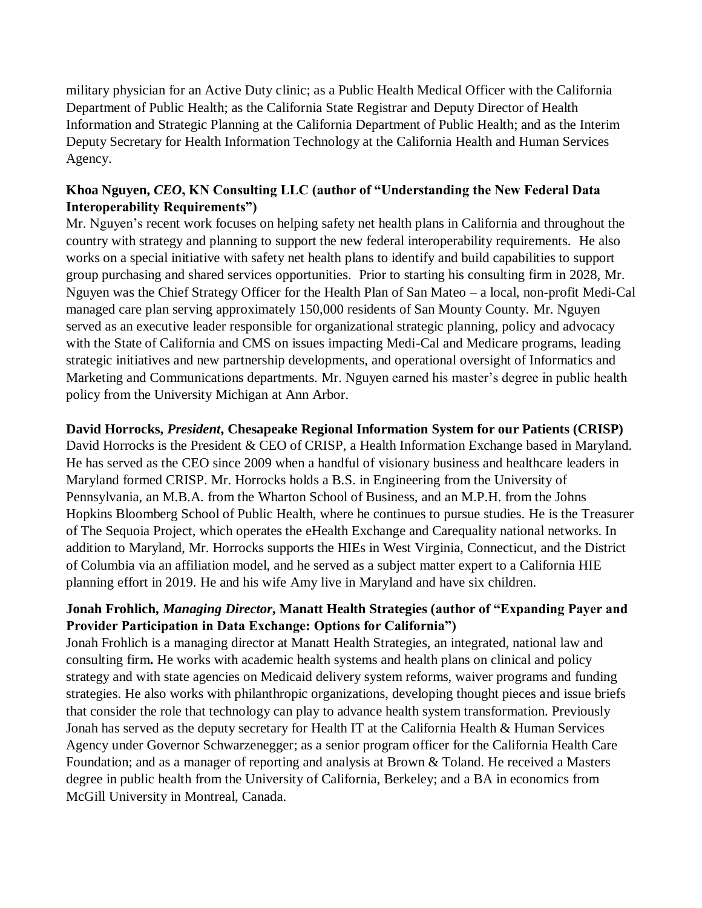military physician for an Active Duty clinic; as a Public Health Medical Officer with the California Department of Public Health; as the California State Registrar and Deputy Director of Health Information and Strategic Planning at the California Department of Public Health; and as the Interim Deputy Secretary for Health Information Technology at the California Health and Human Services Agency.

**Khoa Nguyen, *CEO*, KN Consulting LLC (author of "Understanding the New Federal Data Interoperability Requirements")**

Mr. Nguyen's recent work focuses on helping safety net health plans in California and throughout the country with strategy and planning to support the new federal interoperability requirements. He also works on a special initiative with safety net health plans to identify and build capabilities to support group purchasing and shared services opportunities. Prior to starting his consulting firm in 2028, Mr. Nguyen was the Chief Strategy Officer for the Health Plan of San Mateo – a local, non-profit Medi-Cal managed care plan serving approximately 150,000 residents of San Mounty County. Mr. Nguyen served as an executive leader responsible for organizational strategic planning, policy and advocacy with the State of California and CMS on issues impacting Medi-Cal and Medicare programs, leading strategic initiatives and new partnership developments, and operational oversight of Informatics and Marketing and Communications departments. Mr. Nguyen earned his master's degree in public health policy from the University Michigan at Ann Arbor.

**David Horrocks, *President*, Chesapeake Regional Information System for our Patients (CRISP)**

David Horrocks is the President & CEO of CRISP, a Health Information Exchange based in Maryland. He has served as the CEO since 2009 when a handful of visionary business and healthcare leaders in Maryland formed CRISP. Mr. Horrocks holds a B.S. in Engineering from the University of Pennsylvania, an M.B.A. from the Wharton School of Business, and an M.P.H. from the Johns Hopkins Bloomberg School of Public Health, where he continues to pursue studies. He is the Treasurer of The Sequoia Project, which operates the eHealth Exchange and Carequality national networks. In addition to Maryland, Mr. Horrocks supports the HIEs in West Virginia, Connecticut, and the District of Columbia via an affiliation model, and he served as a subject matter expert to a California HIE planning effort in 2019. He and his wife Amy live in Maryland and have six children.

**Jonah Frohlich, *Managing Director*, Manatt Health Strategies (author of "Expanding Payer and Provider Participation in Data Exchange: Options for California")**

Jonah Frohlich is a managing director at Manatt Health Strategies, an integrated, national law and consulting firm**.** He works with academic health systems and health plans on clinical and policy strategy and with state agencies on Medicaid delivery system reforms, waiver programs and funding strategies. He also works with philanthropic organizations, developing thought pieces and issue briefs that consider the role that technology can play to advance health system transformation. Previously Jonah has served as the deputy secretary for Health IT at the California Health & Human Services Agency under Governor Schwarzenegger; as a senior program officer for the California Health Care Foundation; and as a manager of reporting and analysis at Brown & Toland. He received a Masters degree in public health from the University of California, Berkeley; and a BA in economics from McGill University in Montreal, Canada.